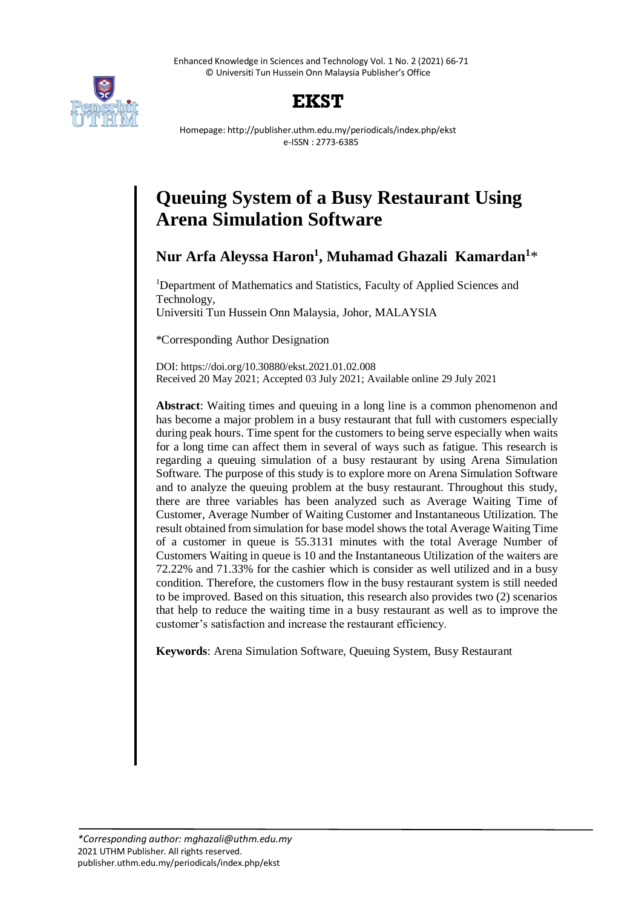# EKST

Homepage: http://publisher.uthm.edu.my/periodicals/index.php/ekst
e-ISSN : 2773-6385

# Queuing System of a Busy Restaurant Using Arena Simulation Software

## Nur Arfa Aleyssa Haron[1], Muhamad Ghazali Kamardan[1]*

[1]Department of Mathematics and Statistics, Faculty of Applied Sciences and Technology,
Universiti Tun Hussein Onn Malaysia, Johor, MALAYSIA

*Corresponding Author Designation

DOI: https://doi.org/10.30880/ekst.2021.01.02.008
Received 20 May 2021; Accepted 03 July 2021; Available online 29 July 2021

**Abstract**: Waiting times and queuing in a long line is a common phenomenon and has become a major problem in a busy restaurant that full with customers especially during peak hours. Time spent for the customers to being serve especially when waits for a long time can affect them in several of ways such as fatigue. This research is regarding a queuing simulation of a busy restaurant by using Arena Simulation Software. The purpose of this study is to explore more on Arena Simulation Software and to analyze the queuing problem at the busy restaurant. Throughout this study, there are three variables has been analyzed such as Average Waiting Time of Customer, Average Number of Waiting Customer and Instantaneous Utilization. The result obtained from simulation for base model shows the total Average Waiting Time of a customer in queue is 55.3131 minutes with the total Average Number of Customers Waiting in queue is 10 and the Instantaneous Utilization of the waiters are 72.22% and 71.33% for the cashier which is consider as well utilized and in a busy condition. Therefore, the customers flow in the busy restaurant system is still needed to be improved. Based on this situation, this research also provides two (2) scenarios that help to reduce the waiting time in a busy restaurant as well as to improve the customer's satisfaction and increase the restaurant efficiency.

**Keywords**: Arena Simulation Software, Queuing System, Busy Restaurant

*\*Corresponding author: mghazali@uthm.edu.my*
2021 UTHM Publisher. All rights reserved.
publisher.uthm.edu.my/periodicals/index.php/ekst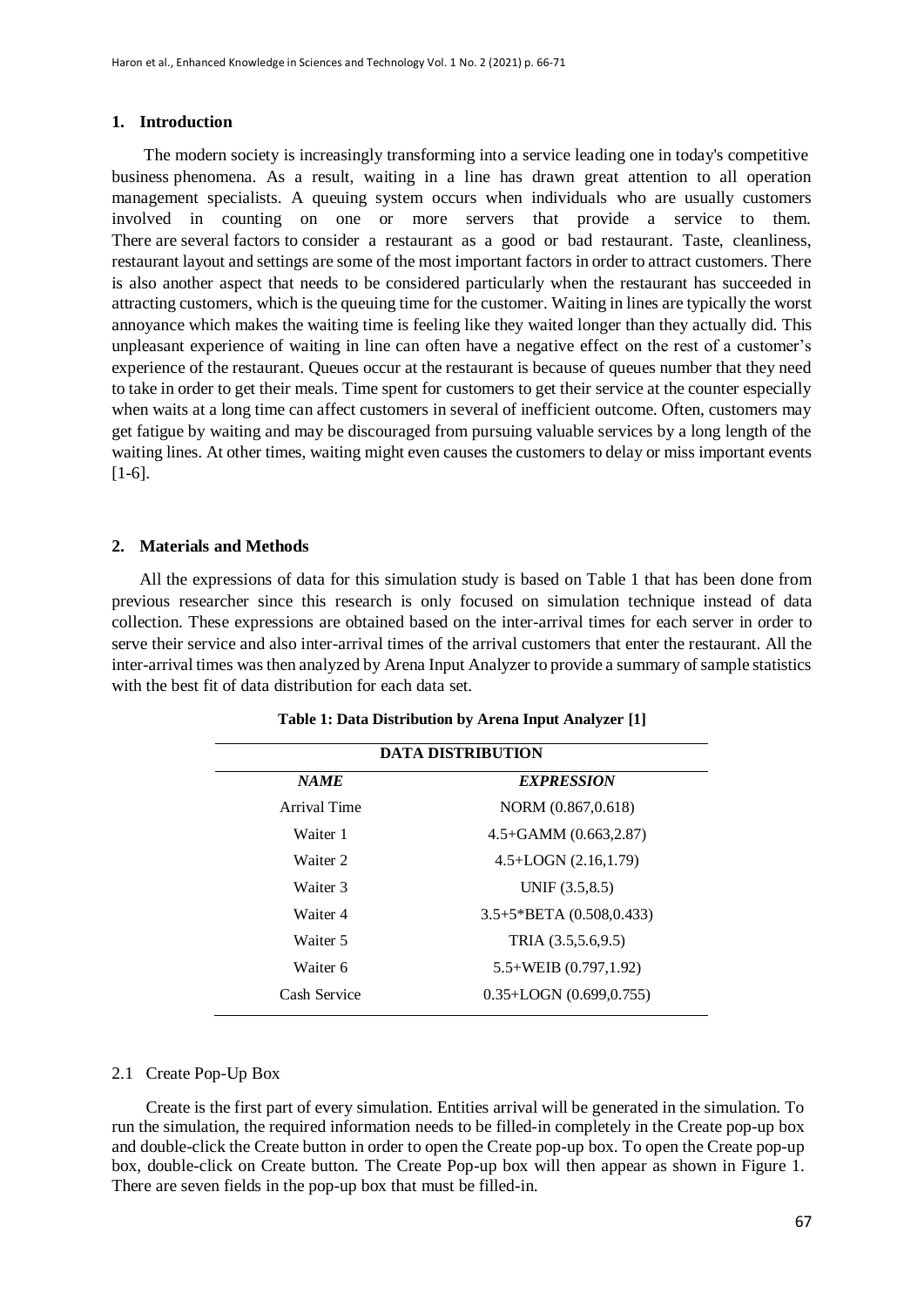## 1. Introduction

The modern society is increasingly transforming into a service leading one in today's competitive business phenomena. As a result, waiting in a line has drawn great attention to all operation management specialists. A queuing system occurs when individuals who are usually customers involved in counting on one or more servers that provide a service to them. There are several factors to consider a restaurant as a good or bad restaurant. Taste, cleanliness, restaurant layout and settings are some of the most important factors in order to attract customers. There is also another aspect that needs to be considered particularly when the restaurant has succeeded in attracting customers, which is the queuing time for the customer. Waiting in lines are typically the worst annoyance which makes the waiting time is feeling like they waited longer than they actually did. This unpleasant experience of waiting in line can often have a negative effect on the rest of a customer's experience of the restaurant. Queues occur at the restaurant is because of queues number that they need to take in order to get their meals. Time spent for customers to get their service at the counter especially when waits at a long time can affect customers in several of inefficient outcome. Often, customers may get fatigue by waiting and may be discouraged from pursuing valuable services by a long length of the waiting lines. At other times, waiting might even causes the customers to delay or miss important events [1-6].

## 2. Materials and Methods

All the expressions of data for this simulation study is based on Table 1 that has been done from previous researcher since this research is only focused on simulation technique instead of data collection. These expressions are obtained based on the inter-arrival times for each server in order to serve their service and also inter-arrival times of the arrival customers that enter the restaurant. All the inter-arrival times was then analyzed by Arena Input Analyzer to provide a summary of sample statistics with the best fit of data distribution for each data set.

**Table 1: Data Distribution by Arena Input Analyzer [1]**

| DATA DISTRIBUTION | |
|---|---|
| ***NAME*** | ***EXPRESSION*** |
| Arrival Time | NORM (0.867,0.618) |
| Waiter 1 | 4.5+GAMM (0.663,2.87) |
| Waiter 2 | 4.5+LOGN (2.16,1.79) |
| Waiter 3 | UNIF (3.5,8.5) |
| Waiter 4 | 3.5+5*BETA (0.508,0.433) |
| Waiter 5 | TRIA (3.5,5.6,9.5) |
| Waiter 6 | 5.5+WEIB (0.797,1.92) |
| Cash Service | 0.35+LOGN (0.699,0.755) |

### 2.1 Create Pop-Up Box

Create is the first part of every simulation. Entities arrival will be generated in the simulation. To run the simulation, the required information needs to be filled-in completely in the Create pop-up box and double-click the Create button in order to open the Create pop-up box. To open the Create pop-up box, double-click on Create button. The Create Pop-up box will then appear as shown in Figure 1. There are seven fields in the pop-up box that must be filled-in.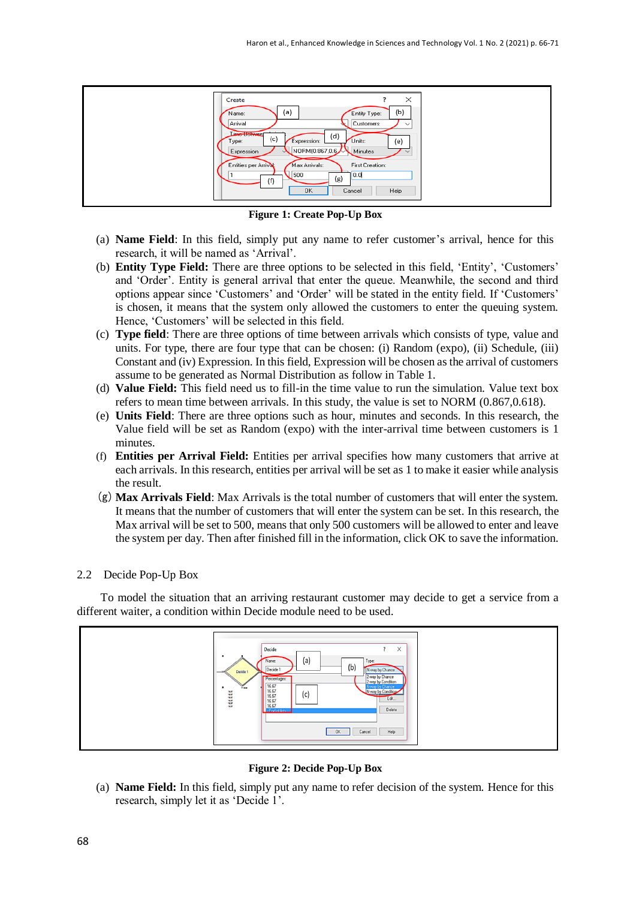**Figure 1: Create Pop-Up Box**

(a) **Name Field**: In this field, simply put any name to refer customer's arrival, hence for this research, it will be named as 'Arrival'.

(b) **Entity Type Field:** There are three options to be selected in this field, 'Entity', 'Customers' and 'Order'. Entity is general arrival that enter the queue. Meanwhile, the second and third options appear since 'Customers' and 'Order' will be stated in the entity field. If 'Customers' is chosen, it means that the system only allowed the customers to enter the queuing system. Hence, 'Customers' will be selected in this field.

(c) **Type field**: There are three options of time between arrivals which consists of type, value and units. For type, there are four type that can be chosen: (i) Random (expo), (ii) Schedule, (iii) Constant and (iv) Expression. In this field, Expression will be chosen as the arrival of customers assume to be generated as Normal Distribution as follow in Table 1.

(d) **Value Field:** This field need us to fill-in the time value to run the simulation. Value text box refers to mean time between arrivals. In this study, the value is set to NORM (0.867,0.618).

(e) **Units Field**: There are three options such as hour, minutes and seconds. In this research, the Value field will be set as Random (expo) with the inter-arrival time between customers is 1 minutes.

(f) **Entities per Arrival Field:** Entities per arrival specifies how many customers that arrive at each arrivals. In this research, entities per arrival will be set as 1 to make it easier while analysis the result.

(g) **Max Arrivals Field**: Max Arrivals is the total number of customers that will enter the system. It means that the number of customers that will enter the system can be set. In this research, the Max arrival will be set to 500, means that only 500 customers will be allowed to enter and leave the system per day. Then after finished fill in the information, click OK to save the information.

## 2.2 Decide Pop-Up Box

To model the situation that an arriving restaurant customer may decide to get a service from a different waiter, a condition within Decide module need to be used.

**Figure 2: Decide Pop-Up Box**

(a) **Name Field:** In this field, simply put any name to refer decision of the system. Hence for this research, simply let it as 'Decide 1'.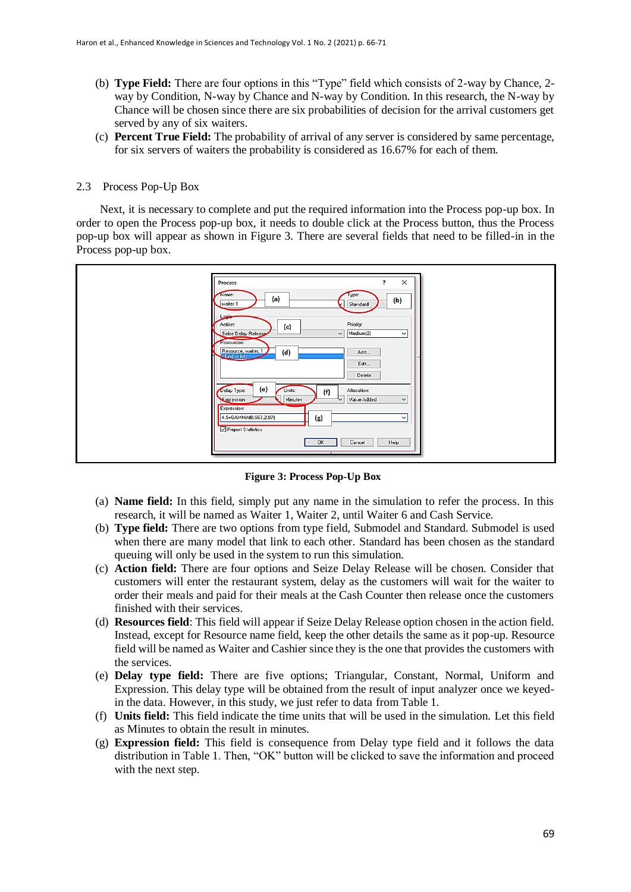(b) **Type Field:** There are four options in this "Type" field which consists of 2-way by Chance, 2-way by Condition, N-way by Chance and N-way by Condition. In this research, the N-way by Chance will be chosen since there are six probabilities of decision for the arrival customers get served by any of six waiters.

(c) **Percent True Field:** The probability of arrival of any server is considered by same percentage, for six servers of waiters the probability is considered as 16.67% for each of them.

## 2.3 Process Pop-Up Box

Next, it is necessary to complete and put the required information into the Process pop-up box. In order to open the Process pop-up box, it needs to double click at the Process button, thus the Process pop-up box will appear as shown in Figure 3. There are several fields that need to be filled-in in the Process pop-up box.

**Figure 3: Process Pop-Up Box**

(a) **Name field:** In this field, simply put any name in the simulation to refer the process. In this research, it will be named as Waiter 1, Waiter 2, until Waiter 6 and Cash Service.

(b) **Type field:** There are two options from type field, Submodel and Standard. Submodel is used when there are many model that link to each other. Standard has been chosen as the standard queuing will only be used in the system to run this simulation.

(c) **Action field:** There are four options and Seize Delay Release will be chosen. Consider that customers will enter the restaurant system, delay as the customers will wait for the waiter to order their meals and paid for their meals at the Cash Counter then release once the customers finished with their services.

(d) **Resources field**: This field will appear if Seize Delay Release option chosen in the action field. Instead, except for Resource name field, keep the other details the same as it pop-up. Resource field will be named as Waiter and Cashier since they is the one that provides the customers with the services.

(e) **Delay type field:** There are five options; Triangular, Constant, Normal, Uniform and Expression. This delay type will be obtained from the result of input analyzer once we keyed-in the data. However, in this study, we just refer to data from Table 1.

(f) **Units field:** This field indicate the time units that will be used in the simulation. Let this field as Minutes to obtain the result in minutes.

(g) **Expression field:** This field is consequence from Delay type field and it follows the data distribution in Table 1. Then, "OK" button will be clicked to save the information and proceed with the next step.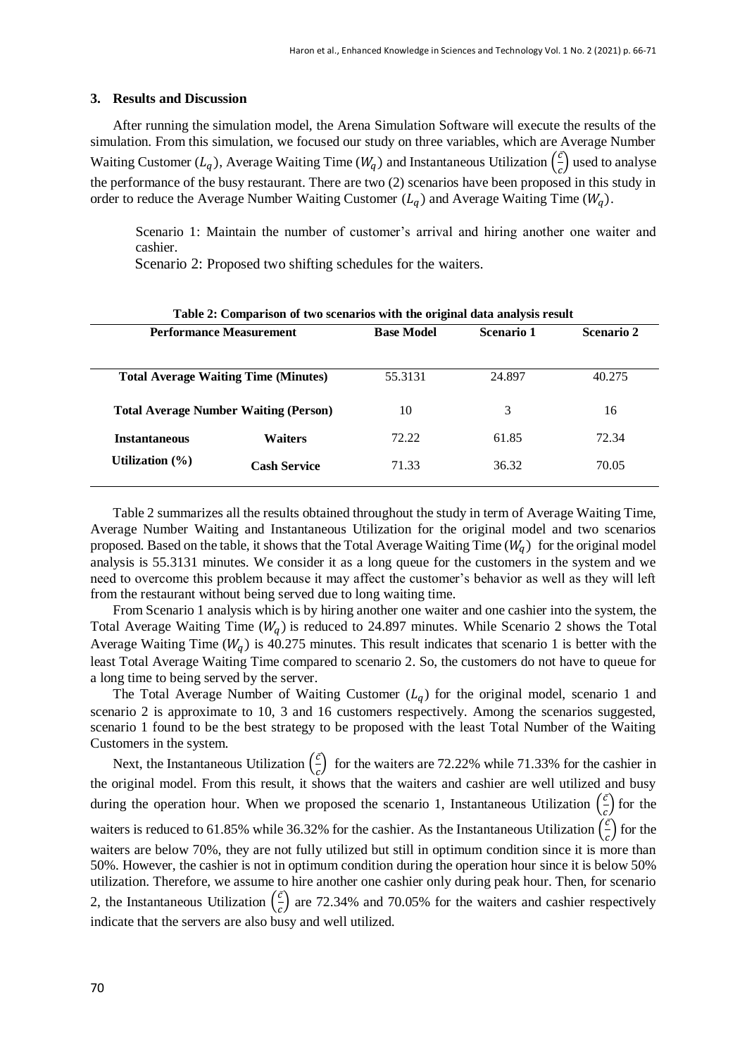## 3. Results and Discussion

After running the simulation model, the Arena Simulation Software will execute the results of the simulation. From this simulation, we focused our study on three variables, which are Average Number Waiting Customer ($L_q$), Average Waiting Time ($W_q$) and Instantaneous Utilization $\left(\frac{\bar{c}}{c}\right)$ used to analyse the performance of the busy restaurant. There are two (2) scenarios have been proposed in this study in order to reduce the Average Number Waiting Customer ($L_q$) and Average Waiting Time ($W_q$).

Scenario 1: Maintain the number of customer's arrival and hiring another one waiter and cashier.

Scenario 2: Proposed two shifting schedules for the waiters.

**Table 2: Comparison of two scenarios with the original data analysis result**

| **Performance Measurement** | | **Base Model** | **Scenario 1** | **Scenario 2** |
|---|---|---|---|---|
| **Total Average Waiting Time (Minutes)** | | 55.3131 | 24.897 | 40.275 |
| **Total Average Number Waiting (Person)** | | 10 | 3 | 16 |
| **Instantaneous Utilization (%)** | **Waiters** | 72.22 | 61.85 | 72.34 |
| | **Cash Service** | 71.33 | 36.32 | 70.05 |

Table 2 summarizes all the results obtained throughout the study in term of Average Waiting Time, Average Number Waiting and Instantaneous Utilization for the original model and two scenarios proposed. Based on the table, it shows that the Total Average Waiting Time ($W_q$) for the original model analysis is 55.3131 minutes. We consider it as a long queue for the customers in the system and we need to overcome this problem because it may affect the customer's behavior as well as they will left from the restaurant without being served due to long waiting time.

From Scenario 1 analysis which is by hiring another one waiter and one cashier into the system, the Total Average Waiting Time ($W_q$) is reduced to 24.897 minutes. While Scenario 2 shows the Total Average Waiting Time ($W_q$) is 40.275 minutes. This result indicates that scenario 1 is better with the least Total Average Waiting Time compared to scenario 2. So, the customers do not have to queue for a long time to being served by the server.

The Total Average Number of Waiting Customer ($L_q$) for the original model, scenario 1 and scenario 2 is approximate to 10, 3 and 16 customers respectively. Among the scenarios suggested, scenario 1 found to be the best strategy to be proposed with the least Total Number of the Waiting Customers in the system.

Next, the Instantaneous Utilization $\left(\frac{\bar{c}}{c}\right)$ for the waiters are 72.22% while 71.33% for the cashier in the original model. From this result, it shows that the waiters and cashier are well utilized and busy during the operation hour. When we proposed the scenario 1, Instantaneous Utilization $\left(\frac{\bar{c}}{c}\right)$ for the waiters is reduced to 61.85% while 36.32% for the cashier. As the Instantaneous Utilization $\left(\frac{\bar{c}}{c}\right)$ for the waiters are below 70%, they are not fully utilized but still in optimum condition since it is more than 50%. However, the cashier is not in optimum condition during the operation hour since it is below 50% utilization. Therefore, we assume to hire another one cashier only during peak hour. Then, for scenario 2, the Instantaneous Utilization $\left(\frac{\bar{c}}{c}\right)$ are 72.34% and 70.05% for the waiters and cashier respectively indicate that the servers are also busy and well utilized.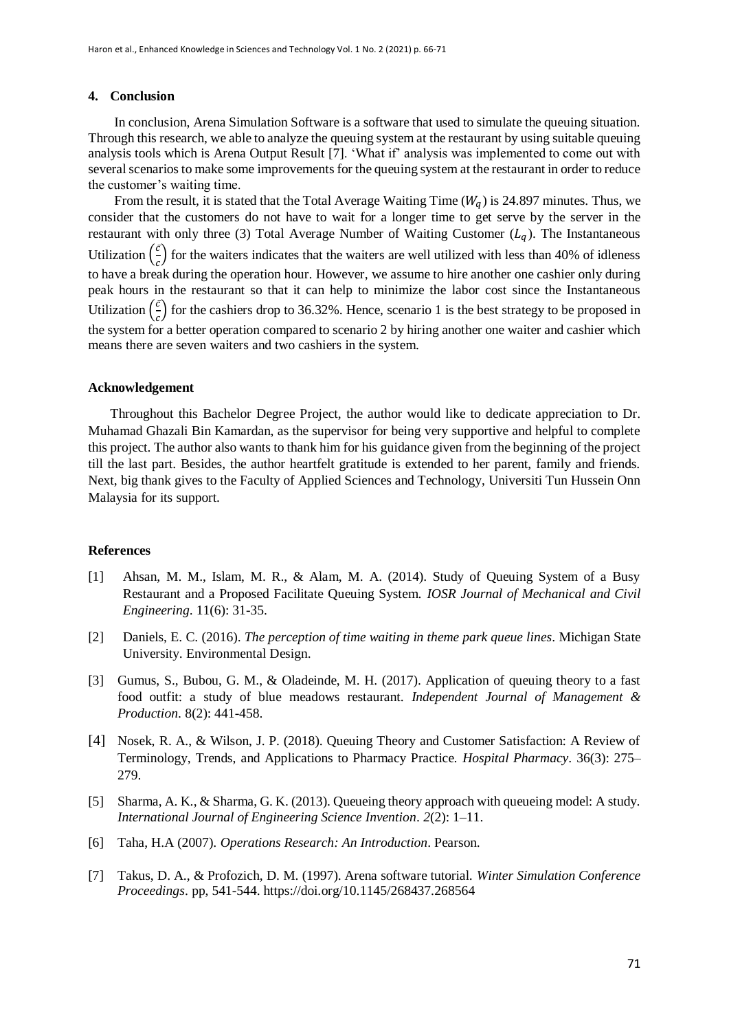## 4. Conclusion

In conclusion, Arena Simulation Software is a software that used to simulate the queuing situation. Through this research, we able to analyze the queuing system at the restaurant by using suitable queuing analysis tools which is Arena Output Result [7]. 'What if' analysis was implemented to come out with several scenarios to make some improvements for the queuing system at the restaurant in order to reduce the customer's waiting time.

From the result, it is stated that the Total Average Waiting Time ($W_q$) is 24.897 minutes. Thus, we consider that the customers do not have to wait for a longer time to get serve by the server in the restaurant with only three (3) Total Average Number of Waiting Customer ($L_q$). The Instantaneous Utilization $\left(\frac{\bar{c}}{c}\right)$ for the waiters indicates that the waiters are well utilized with less than 40% of idleness to have a break during the operation hour. However, we assume to hire another one cashier only during peak hours in the restaurant so that it can help to minimize the labor cost since the Instantaneous Utilization $\left(\frac{\bar{c}}{c}\right)$ for the cashiers drop to 36.32%. Hence, scenario 1 is the best strategy to be proposed in the system for a better operation compared to scenario 2 by hiring another one waiter and cashier which means there are seven waiters and two cashiers in the system.

### Acknowledgement

Throughout this Bachelor Degree Project, the author would like to dedicate appreciation to Dr. Muhamad Ghazali Bin Kamardan, as the supervisor for being very supportive and helpful to complete this project. The author also wants to thank him for his guidance given from the beginning of the project till the last part. Besides, the author heartfelt gratitude is extended to her parent, family and friends. Next, big thank gives to the Faculty of Applied Sciences and Technology, Universiti Tun Hussein Onn Malaysia for its support.

### References

[1] Ahsan, M. M., Islam, M. R., & Alam, M. A. (2014). Study of Queuing System of a Busy Restaurant and a Proposed Facilitate Queuing System. *IOSR Journal of Mechanical and Civil Engineering*. 11(6): 31-35.

[2] Daniels, E. C. (2016). *The perception of time waiting in theme park queue lines*. Michigan State University. Environmental Design.

[3] Gumus, S., Bubou, G. M., & Oladeinde, M. H. (2017). Application of queuing theory to a fast food outfit: a study of blue meadows restaurant. *Independent Journal of Management & Production*. 8(2): 441-458.

[4] Nosek, R. A., & Wilson, J. P. (2018). Queuing Theory and Customer Satisfaction: A Review of Terminology, Trends, and Applications to Pharmacy Practice. *Hospital Pharmacy*. 36(3): 275–279.

[5] Sharma, A. K., & Sharma, G. K. (2013). Queueing theory approach with queueing model: A study. *International Journal of Engineering Science Invention*. *2*(2): 1–11.

[6] Taha, H.A (2007). *Operations Research: An Introduction*. Pearson.

[7] Takus, D. A., & Profozich, D. M. (1997). Arena software tutorial. *Winter Simulation Conference Proceedings*. pp, 541-544. https://doi.org/10.1145/268437.268564